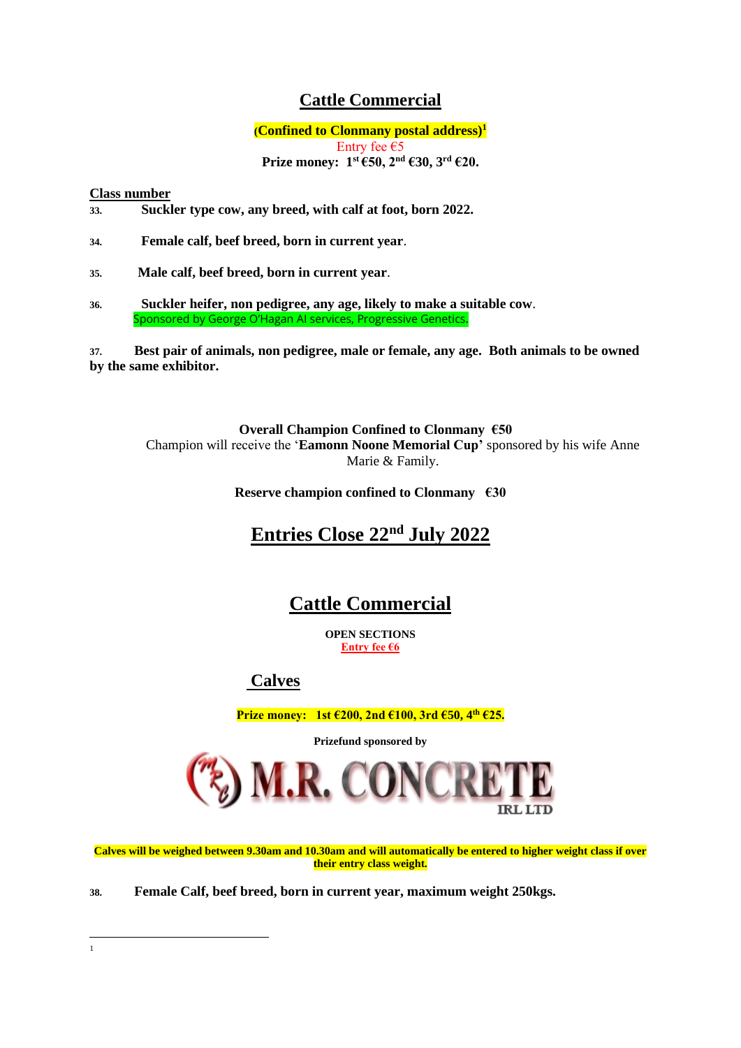# Cattle Commercial

**(Confined to Clonmany postal address)**[1]

Entry fee €5

**Prize money: 1st €50, 2nd €30, 3rd €20.**

**Class number**

**33.** **Suckler type cow, any breed, with calf at foot, born 2022.**

**34.** **Female calf, beef breed, born in current year**.

**35.** **Male calf, beef breed, born in current year**.

**36.** **Suckler heifer, non pedigree, any age, likely to make a suitable cow**.
Sponsored by George O'Hagan AI services, Progressive Genetics.

**37.** **Best pair of animals, non pedigree, male or female, any age. Both animals to be owned by the same exhibitor.**

**Overall Champion Confined to Clonmany €50**

Champion will receive the '**Eamonn Noone Memorial Cup'** sponsored by his wife Anne Marie & Family.

**Reserve champion confined to Clonmany €30**

## Entries Close 22nd July 2022

# Cattle Commercial

**OPEN SECTIONS**

**Entry fee €6**

## Calves

**Prize money: 1st €200, 2nd €100, 3rd €50, 4th €25.**

**Prizefund sponsored by**

M.R. CONCRETE IRL LTD

**Calves will be weighed between 9.30am and 10.30am and will automatically be entered to higher weight class if over their entry class weight.**

**38.** **Female Calf, beef breed, born in current year, maximum weight 250kgs.**

1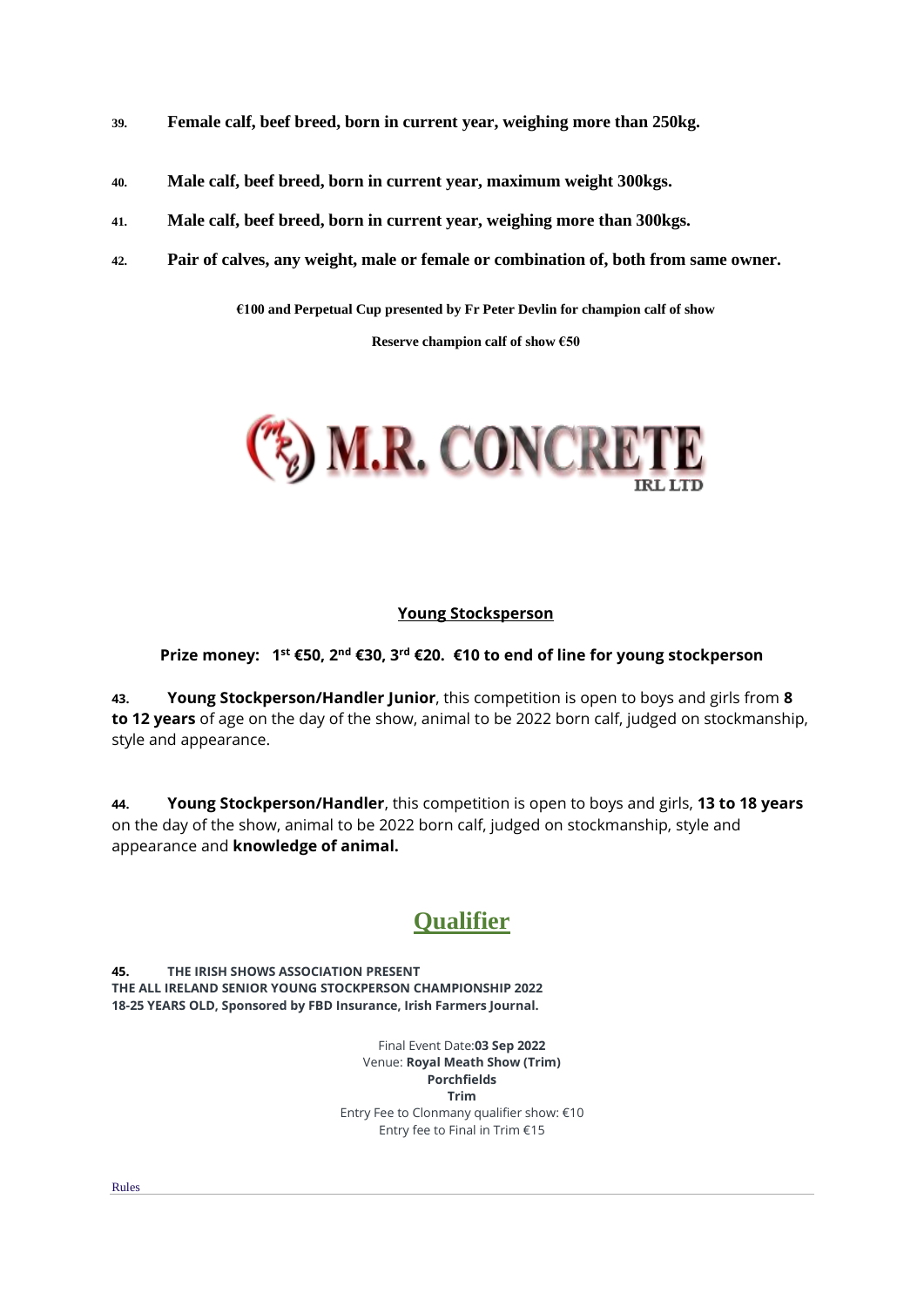**39. Female calf, beef breed, born in current year, weighing more than 250kg.**

**40. Male calf, beef breed, born in current year, maximum weight 300kgs.**

**41. Male calf, beef breed, born in current year, weighing more than 300kgs.**

**42. Pair of calves, any weight, male or female or combination of, both from same owner.**

**€100 and Perpetual Cup presented by Fr Peter Devlin for champion calf of show**

**Reserve champion calf of show €50**

M.R. CONCRETE IRL LTD

## Young Stocksperson

**Prize money: 1st €50, 2nd €30, 3rd €20. €10 to end of line for young stockperson**

**43. Young Stockperson/Handler Junior**, this competition is open to boys and girls from **8 to 12 years** of age on the day of the show, animal to be 2022 born calf, judged on stockmanship, style and appearance.

**44. Young Stockperson/Handler**, this competition is open to boys and girls, **13 to 18 years** on the day of the show, animal to be 2022 born calf, judged on stockmanship, style and appearance and **knowledge of animal.**

## Qualifier

**45. THE IRISH SHOWS ASSOCIATION PRESENT**
**THE ALL IRELAND SENIOR YOUNG STOCKPERSON CHAMPIONSHIP 2022**
**18-25 YEARS OLD, Sponsored by FBD Insurance, Irish Farmers Journal.**

Final Event Date: **03 Sep 2022**
Venue: **Royal Meath Show (Trim)**
**Porchfields**
**Trim**
Entry Fee to Clonmany qualifier show: €10
Entry fee to Final in Trim €15

Rules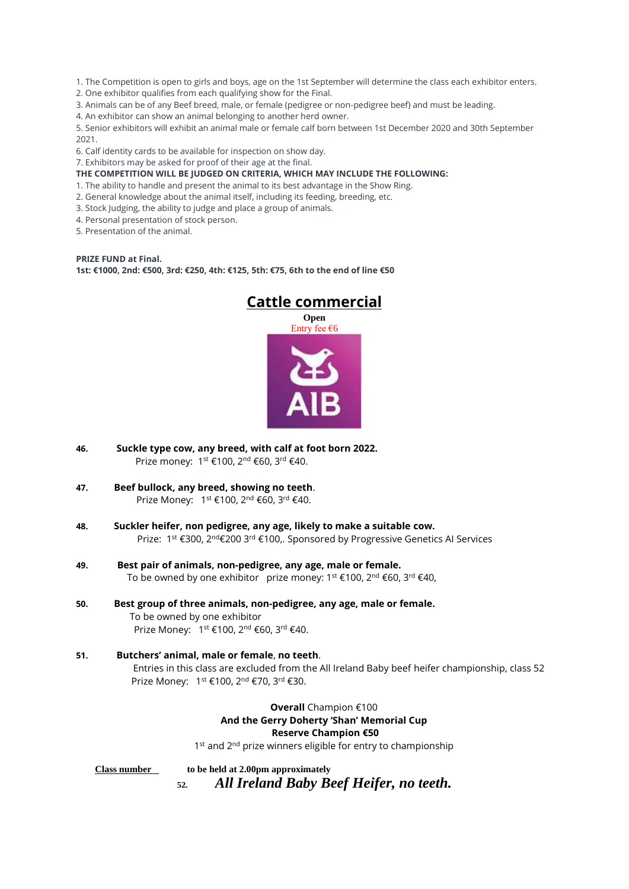1. The Competition is open to girls and boys, age on the 1st September will determine the class each exhibitor enters.
2. One exhibitor qualifies from each qualifying show for the Final.
3. Animals can be of any Beef breed, male, or female (pedigree or non-pedigree beef) and must be leading.
4. An exhibitor can show an animal belonging to another herd owner.
5. Senior exhibitors will exhibit an animal male or female calf born between 1st December 2020 and 30th September 2021.
6. Calf identity cards to be available for inspection on show day.
7. Exhibitors may be asked for proof of their age at the final.

**THE COMPETITION WILL BE JUDGED ON CRITERIA, WHICH MAY INCLUDE THE FOLLOWING:**

1. The ability to handle and present the animal to its best advantage in the Show Ring.
2. General knowledge about the animal itself, including its feeding, breeding, etc.
3. Stock Judging, the ability to judge and place a group of animals.
4. Personal presentation of stock person.
5. Presentation of the animal.

**PRIZE FUND at Final.**
**1st: €1000, 2nd: €500, 3rd: €250, 4th: €125, 5th: €75, 6th to the end of line €50**

# Cattle commercial

**Open**
Entry fee €6

AIB

**46. Suckle type cow, any breed, with calf at foot born 2022.**
Prize money: 1st €100, 2nd €60, 3rd €40.

**47. Beef bullock, any breed, showing no teeth**.
Prize Money: 1st €100, 2nd €60, 3rd €40.

**48. Suckler heifer, non pedigree, any age, likely to make a suitable cow.**
Prize: 1st €300, 2nd€200 3rd €100,. Sponsored by Progressive Genetics AI Services

**49. Best pair of animals, non-pedigree, any age, male or female.**
To be owned by one exhibitor prize money: 1st €100, 2nd €60, 3rd €40,

**50. Best group of three animals, non-pedigree, any age, male or female.**
To be owned by one exhibitor
Prize Money: 1st €100, 2nd €60, 3rd €40.

**51. Butchers' animal, male or female**, **no teeth**.
Entries in this class are excluded from the All Ireland Baby beef heifer championship, class 52
Prize Money: 1st €100, 2nd €70, 3rd €30.

**Overall** Champion €100
**And the Gerry Doherty 'Shan' Memorial Cup**
**Reserve Champion €50**
1st and 2nd prize winners eligible for entry to championship

**Class number** **to be held at 2.00pm approximately**

**52.** ***All Ireland Baby Beef Heifer, no teeth.***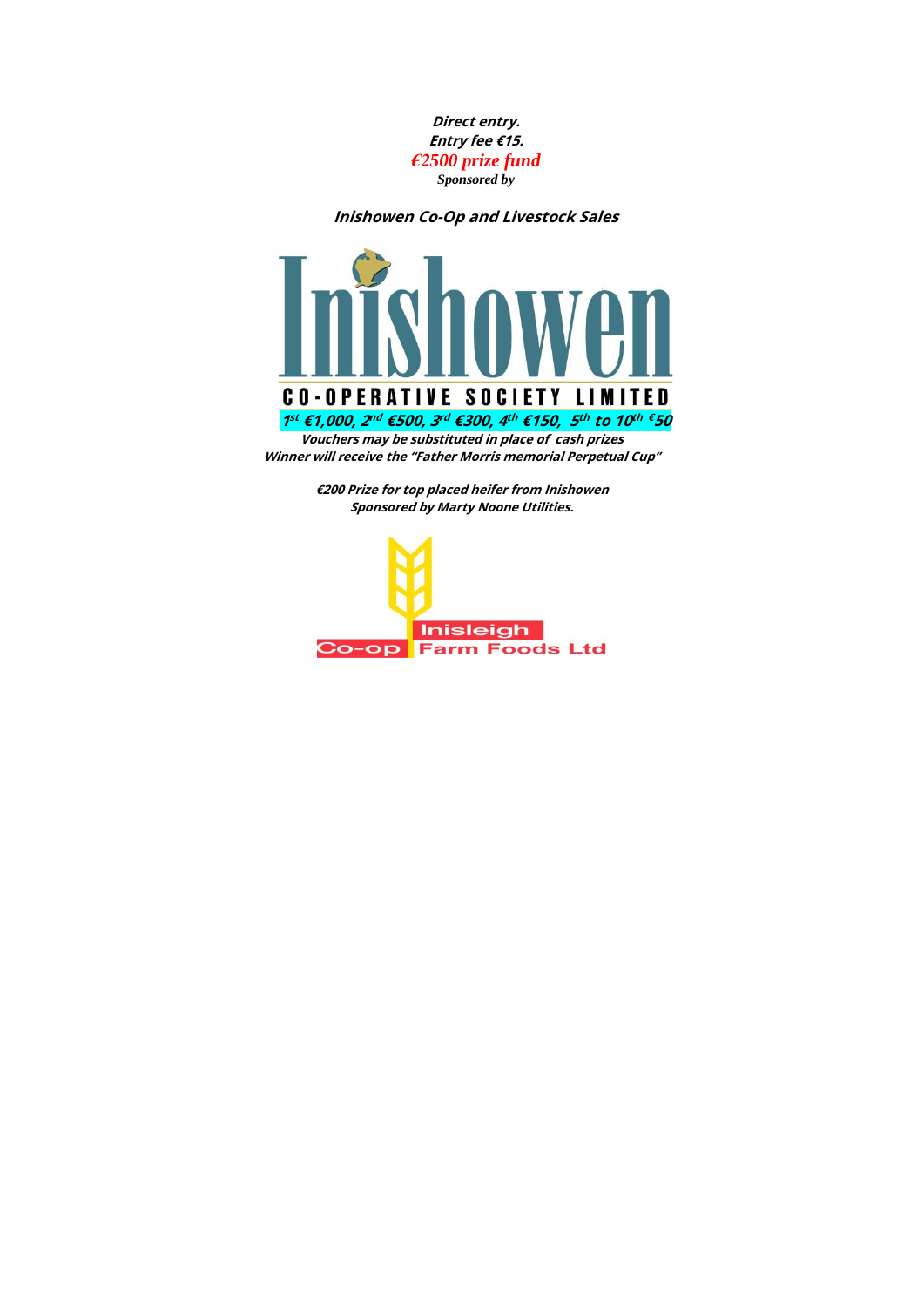**_Direct entry._**
**_Entry fee €15._**
*€2500 prize fund*
***Sponsored by***

**_Inishowen Co-Op and Livestock Sales_**

Inishowen
CO-OPERATIVE SOCIETY LIMITED

**_1st €1,000, 2nd €500, 3rd €300, 4th €150, 5th to 10th €50_**
**_Vouchers may be substituted in place of cash prizes_**
**_Winner will receive the "Father Morris memorial Perpetual Cup"_**

**_€200 Prize for top placed heifer from Inishowen_**
**_Sponsored by Marty Noone Utilities._**

Inisleigh
Co-op Farm Foods Ltd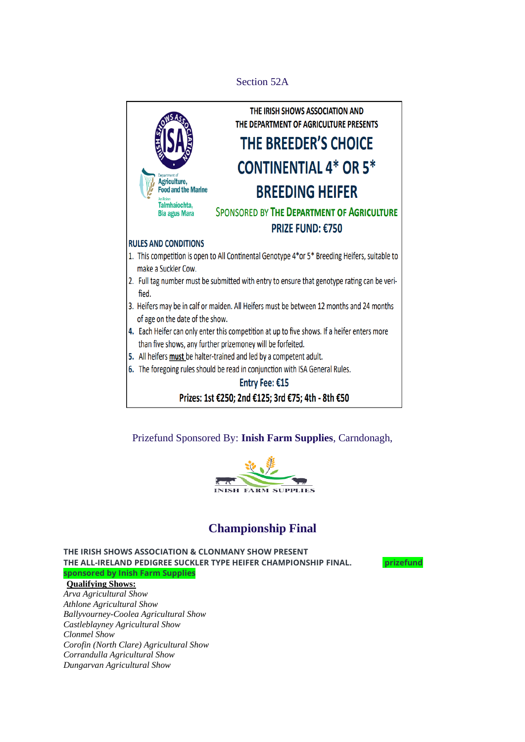Section 52A

THE IRISH SHOWS ASSOCIATION AND
THE DEPARTMENT OF AGRICULTURE PRESENTS

# THE BREEDER'S CHOICE CONTINENTAL 4* OR 5* BREEDING HEIFER

SPONSORED BY THE DEPARTMENT OF AGRICULTURE

**PRIZE FUND: €750**

**RULES AND CONDITIONS**

1. This competition is open to All Continental Genotype 4*or 5* Breeding Heifers, suitable to make a Suckler Cow.
2. Full tag number must be submitted with entry to ensure that genotype rating can be verified.
3. Heifers may be in calf or maiden. All Heifers must be between 12 months and 24 months of age on the date of the show.
4. Each Heifer can only enter this competition at up to five shows. If a heifer enters more than five shows, any further prizemoney will be forfeited.
5. All heifers **must** be halter-trained and led by a competent adult.
6. The foregoing rules should be read in conjunction with ISA General Rules.

**Entry Fee: €15**

**Prizes: 1st €250; 2nd €125; 3rd €75; 4th - 8th €50**

Prizefund Sponsored By: **Inish Farm Supplies**, Carndonagh,

INISH FARM SUPPLIES

## Championship Final

**THE IRISH SHOWS ASSOCIATION & CLONMANY SHOW PRESENT**
**THE ALL-IRELAND PEDIGREE SUCKLER TYPE HEIFER CHAMPIONSHIP FINAL.** **prizefund sponsored by Inish Farm Supplies**

**Qualifying Shows:**

*Arva Agricultural Show*
*Athlone Agricultural Show*
*Ballyvourney-Coolea Agricultural Show*
*Castleblayney Agricultural Show*
*Clonmel Show*
*Corofin (North Clare) Agricultural Show*
*Corrandulla Agricultural Show*
*Dungarvan Agricultural Show*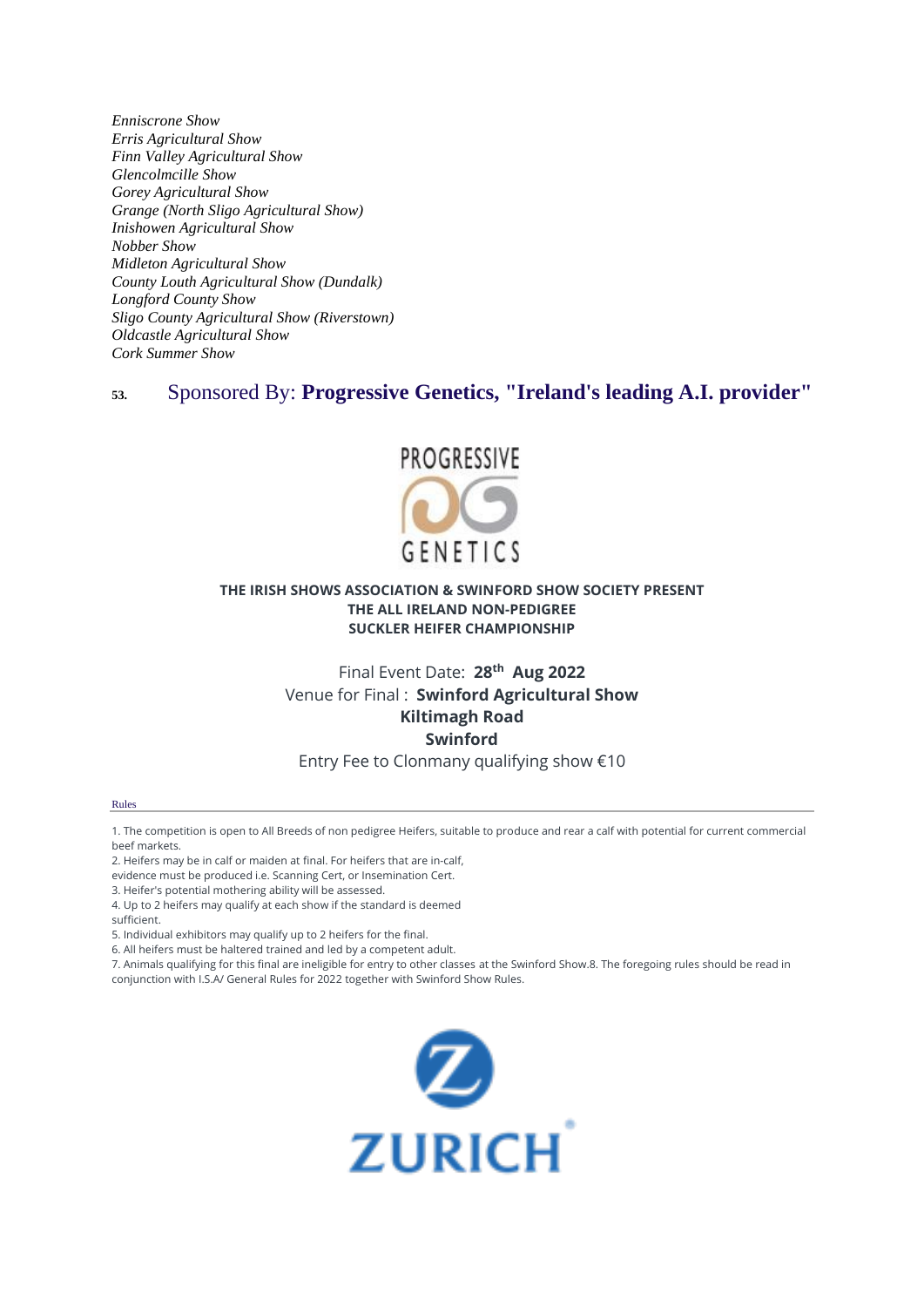*Enniscrone Show*
*Erris Agricultural Show*
*Finn Valley Agricultural Show*
*Glencolmcille Show*
*Gorey Agricultural Show*
*Grange (North Sligo Agricultural Show)*
*Inishowen Agricultural Show*
*Nobber Show*
*Midleton Agricultural Show*
*County Louth Agricultural Show (Dundalk)*
*Longford County Show*
*Sligo County Agricultural Show (Riverstown)*
*Oldcastle Agricultural Show*
*Cork Summer Show*

## 53. Sponsored By: **Progressive Genetics, "Ireland's leading A.I. provider"**

PROGRESSIVE GENETICS

**THE IRISH SHOWS ASSOCIATION & SWINFORD SHOW SOCIETY PRESENT**
**THE ALL IRELAND NON-PEDIGREE**
**SUCKLER HEIFER CHAMPIONSHIP**

Final Event Date: **28th Aug 2022**
Venue for Final : **Swinford Agricultural Show**
**Kiltimagh Road**
**Swinford**
Entry Fee to Clonmany qualifying show €10

Rules

1. The competition is open to All Breeds of non pedigree Heifers, suitable to produce and rear a calf with potential for current commercial beef markets.
2. Heifers may be in calf or maiden at final. For heifers that are in-calf, evidence must be produced i.e. Scanning Cert, or Insemination Cert.
3. Heifer's potential mothering ability will be assessed.
4. Up to 2 heifers may qualify at each show if the standard is deemed sufficient.
5. Individual exhibitors may qualify up to 2 heifers for the final.
6. All heifers must be haltered trained and led by a competent adult.
7. Animals qualifying for this final are ineligible for entry to other classes at the Swinford Show.8. The foregoing rules should be read in conjunction with I.S.A/ General Rules for 2022 together with Swinford Show Rules.

ZURICH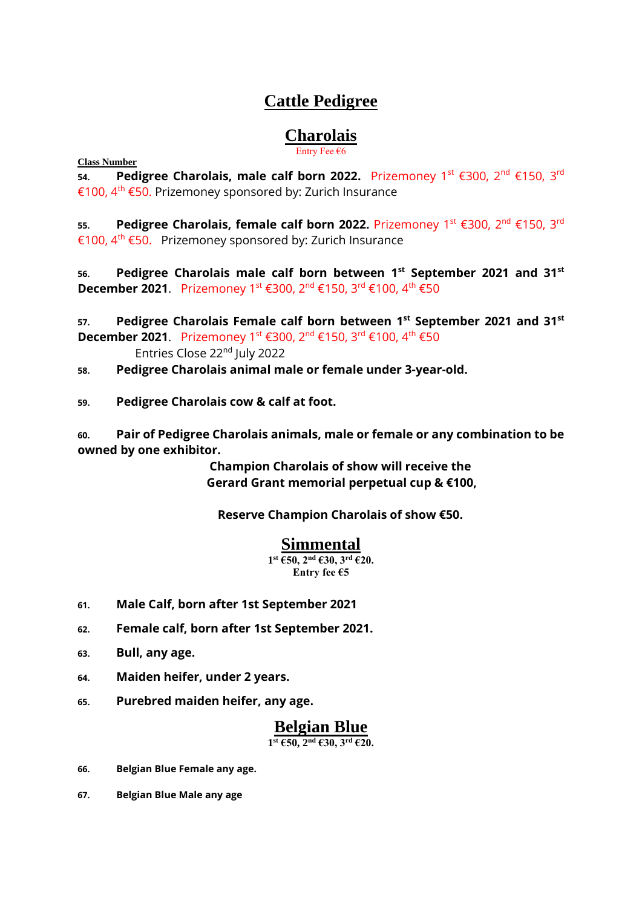# Cattle Pedigree

## Charolais

Entry Fee €6

**Class Number**

**54. Pedigree Charolais, male calf born 2022.** Prizemoney 1st €300, 2nd €150, 3rd €100, 4th €50. Prizemoney sponsored by: Zurich Insurance

**55. Pedigree Charolais, female calf born 2022.** Prizemoney 1st €300, 2nd €150, 3rd €100, 4th €50. Prizemoney sponsored by: Zurich Insurance

**56. Pedigree Charolais male calf born between 1st September 2021 and 31st December 2021**. Prizemoney 1st €300, 2nd €150, 3rd €100, 4th €50

**57. Pedigree Charolais Female calf born between 1st September 2021 and 31st December 2021**. Prizemoney 1st €300, 2nd €150, 3rd €100, 4th €50

Entries Close 22nd July 2022

**58. Pedigree Charolais animal male or female under 3-year-old.**

**59. Pedigree Charolais cow & calf at foot.**

**60. Pair of Pedigree Charolais animals, male or female or any combination to be owned by one exhibitor.**

**Champion Charolais of show will receive the Gerard Grant memorial perpetual cup & €100,**

**Reserve Champion Charolais of show €50.**

## Simmental

**1st €50, 2nd €30, 3rd €20.**
**Entry fee €5**

**61. Male Calf, born after 1st September 2021**

**62. Female calf, born after 1st September 2021.**

**63. Bull, any age.**

**64. Maiden heifer, under 2 years.**

**65. Purebred maiden heifer, any age.**

## Belgian Blue

**1st €50, 2nd €30, 3rd €20.**

**66. Belgian Blue Female any age.**

**67. Belgian Blue Male any age**